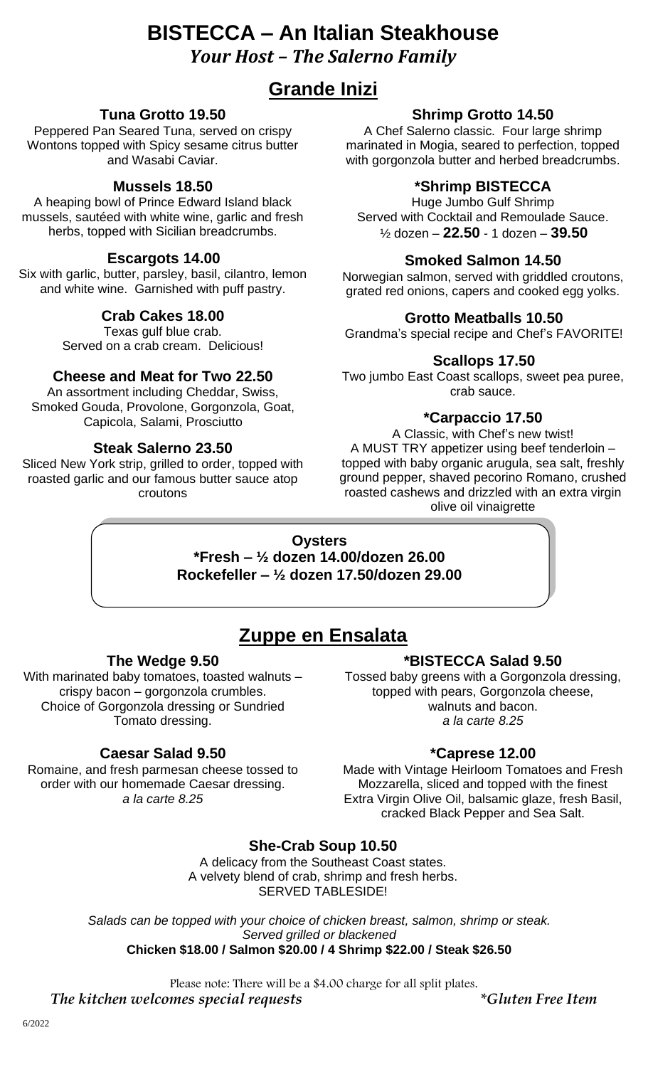# BISTECCA – An Italian Steakhouse

***Your Host – The Salerno Family***

## Grande Inizi

### Tuna Grotto 19.50

Peppered Pan Seared Tuna, served on crispy Wontons topped with Spicy sesame citrus butter and Wasabi Caviar.

### Mussels 18.50

A heaping bowl of Prince Edward Island black mussels, sautéed with white wine, garlic and fresh herbs, topped with Sicilian breadcrumbs.

### Escargots 14.00

Six with garlic, butter, parsley, basil, cilantro, lemon and white wine. Garnished with puff pastry.

### Crab Cakes 18.00

Texas gulf blue crab.
Served on a crab cream. Delicious!

### Cheese and Meat for Two 22.50

An assortment including Cheddar, Swiss, Smoked Gouda, Provolone, Gorgonzola, Goat, Capicola, Salami, Prosciutto

### Steak Salerno 23.50

Sliced New York strip, grilled to order, topped with roasted garlic and our famous butter sauce atop croutons

### Shrimp Grotto 14.50

A Chef Salerno classic. Four large shrimp marinated in Mogia, seared to perfection, topped with gorgonzola butter and herbed breadcrumbs.

### *Shrimp BISTECCA

Huge Jumbo Gulf Shrimp
Served with Cocktail and Remoulade Sauce.
½ dozen – **22.50** - 1 dozen – **39.50**

### Smoked Salmon 14.50

Norwegian salmon, served with griddled croutons, grated red onions, capers and cooked egg yolks.

### Grotto Meatballs 10.50

Grandma's special recipe and Chef's FAVORITE!

### Scallops 17.50

Two jumbo East Coast scallops, sweet pea puree, crab sauce.

### *Carpaccio 17.50

A Classic, with Chef's new twist!
A MUST TRY appetizer using beef tenderloin – topped with baby organic arugula, sea salt, freshly ground pepper, shaved pecorino Romano, crushed roasted cashews and drizzled with an extra virgin olive oil vinaigrette

**Oysters**
**\*Fresh – ½ dozen 14.00/dozen 26.00**
**Rockefeller – ½ dozen 17.50/dozen 29.00**

## Zuppe en Ensalata

### The Wedge 9.50

With marinated baby tomatoes, toasted walnuts – crispy bacon – gorgonzola crumbles.
Choice of Gorgonzola dressing or Sundried Tomato dressing.

### Caesar Salad 9.50

Romaine, and fresh parmesan cheese tossed to order with our homemade Caesar dressing.
*a la carte 8.25*

### *BISTECCA Salad 9.50

Tossed baby greens with a Gorgonzola dressing, topped with pears, Gorgonzola cheese, walnuts and bacon.
*a la carte 8.25*

### *Caprese 12.00

Made with Vintage Heirloom Tomatoes and Fresh Mozzarella, sliced and topped with the finest Extra Virgin Olive Oil, balsamic glaze, fresh Basil, cracked Black Pepper and Sea Salt.

### She-Crab Soup 10.50

A delicacy from the Southeast Coast states.
A velvety blend of crab, shrimp and fresh herbs.
SERVED TABLESIDE!

*Salads can be topped with your choice of chicken breast, salmon, shrimp or steak.*
*Served grilled or blackened*
**Chicken $18.00 / Salmon $20.00 / 4 Shrimp $22.00 / Steak $26.50**

Please note: There will be a $4.00 charge for all split plates.

*The kitchen welcomes special requests* — **Gluten Free Item*

6/2022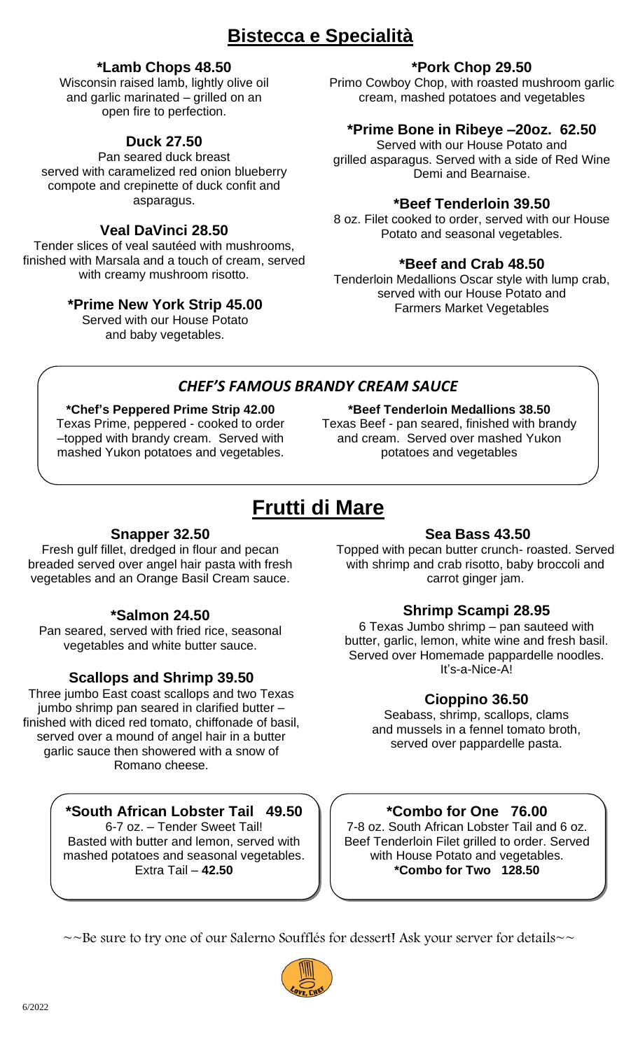# Bistecca e Specialità

### *Lamb Chops 48.50

Wisconsin raised lamb, lightly olive oil and garlic marinated – grilled on an open fire to perfection.

### Duck 27.50

Pan seared duck breast served with caramelized red onion blueberry compote and crepinette of duck confit and asparagus.

### Veal DaVinci 28.50

Tender slices of veal sautéed with mushrooms, finished with Marsala and a touch of cream, served with creamy mushroom risotto.

### *Prime New York Strip 45.00

Served with our House Potato and baby vegetables.

### *Pork Chop 29.50

Primo Cowboy Chop, with roasted mushroom garlic cream, mashed potatoes and vegetables

### *Prime Bone in Ribeye –20oz. 62.50

Served with our House Potato and grilled asparagus. Served with a side of Red Wine Demi and Bearnaise.

### *Beef Tenderloin 39.50

8 oz. Filet cooked to order, served with our House Potato and seasonal vegetables.

### *Beef and Crab 48.50

Tenderloin Medallions Oscar style with lump crab, served with our House Potato and Farmers Market Vegetables

## *CHEF'S FAMOUS BRANDY CREAM SAUCE*

**\*Chef's Peppered Prime Strip 42.00**
Texas Prime, peppered - cooked to order –topped with brandy cream. Served with mashed Yukon potatoes and vegetables.

**\*Beef Tenderloin Medallions 38.50**
Texas Beef - pan seared, finished with brandy and cream. Served over mashed Yukon potatoes and vegetables

# Frutti di Mare

### Snapper 32.50

Fresh gulf fillet, dredged in flour and pecan breaded served over angel hair pasta with fresh vegetables and an Orange Basil Cream sauce.

### *Salmon 24.50

Pan seared, served with fried rice, seasonal vegetables and white butter sauce.

### Scallops and Shrimp 39.50

Three jumbo East coast scallops and two Texas jumbo shrimp pan seared in clarified butter – finished with diced red tomato, chiffonade of basil, served over a mound of angel hair in a butter garlic sauce then showered with a snow of Romano cheese.

### Sea Bass 43.50

Topped with pecan butter crunch- roasted. Served with shrimp and crab risotto, baby broccoli and carrot ginger jam.

### Shrimp Scampi 28.95

6 Texas Jumbo shrimp – pan sauteed with butter, garlic, lemon, white wine and fresh basil. Served over Homemade pappardelle noodles. It's-a-Nice-A!

### Cioppino 36.50

Seabass, shrimp, scallops, clams and mussels in a fennel tomato broth, served over pappardelle pasta.

### *South African Lobster Tail 49.50

6-7 oz. – Tender Sweet Tail! Basted with butter and lemon, served with mashed potatoes and seasonal vegetables. Extra Tail – **42.50**

### *Combo for One 76.00

7-8 oz. South African Lobster Tail and 6 oz. Beef Tenderloin Filet grilled to order. Served with House Potato and vegetables.
**\*Combo for Two 128.50**

~~Be sure to try one of our Salerno Soufflés for dessert! Ask your server for details~~

6/2022